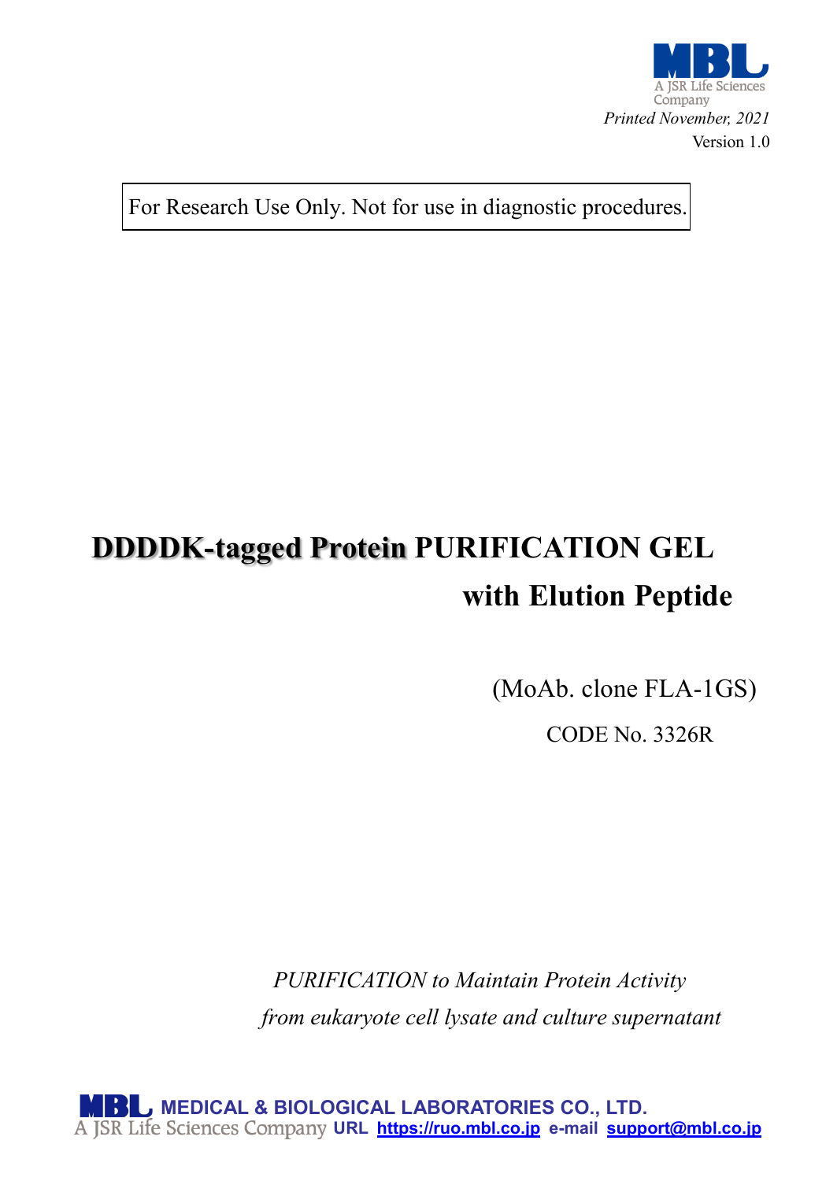A JSR Life Sciences Company

*Printed November, 2021*

Version 1.0

For Research Use Only. Not for use in diagnostic procedures.

# DDDDK-tagged Protein PURIFICATION GEL with Elution Peptide

(MoAb. clone FLA-1GS)

CODE No. 3326R

*PURIFICATION to Maintain Protein Activity*
*from eukaryote cell lysate and culture supernatant*

**MEDICAL & BIOLOGICAL LABORATORIES CO., LTD.**
A JSR Life Sciences Company **URL** https://ruo.mbl.co.jp **e-mail** support@mbl.co.jp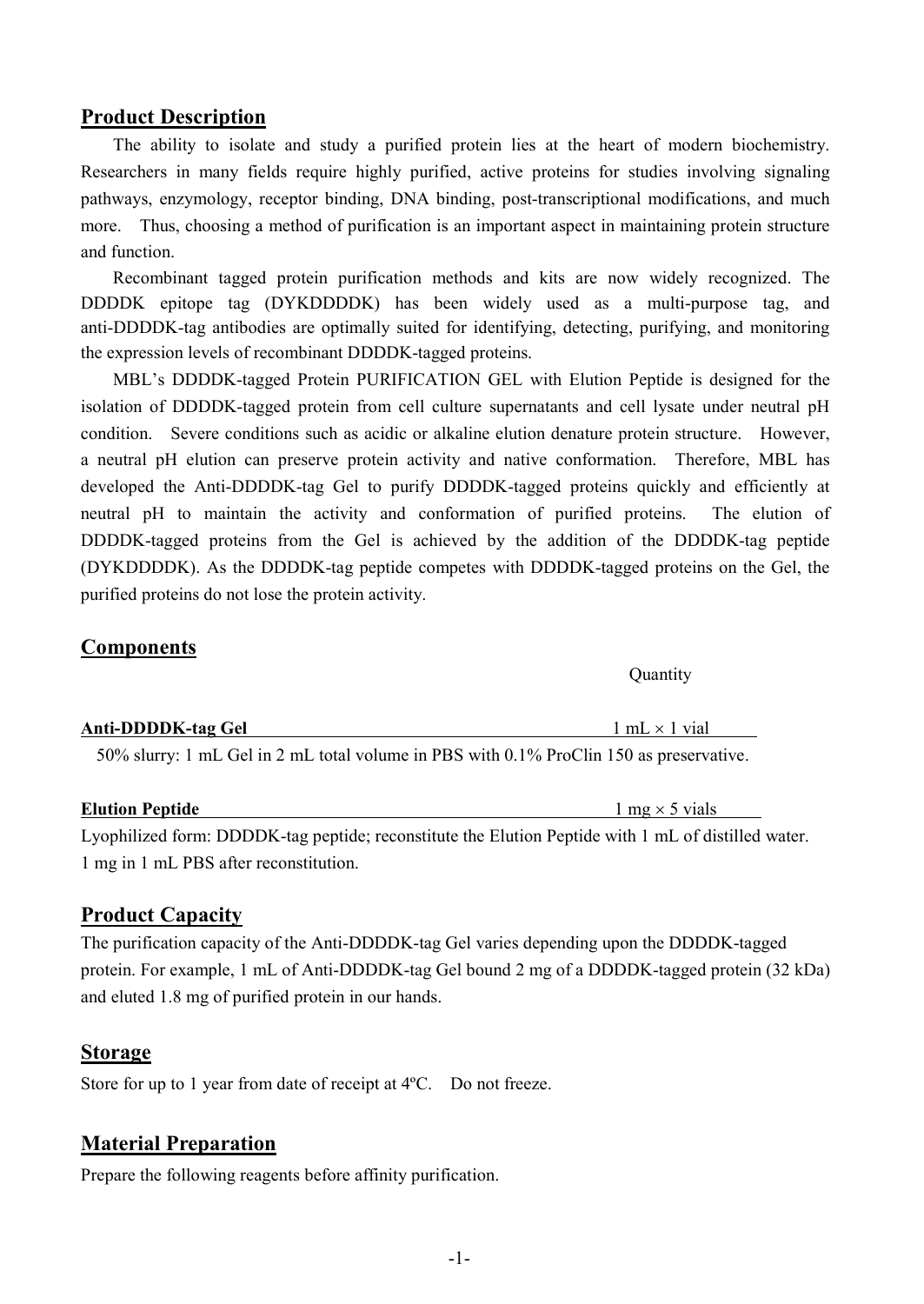## Product Description

The ability to isolate and study a purified protein lies at the heart of modern biochemistry. Researchers in many fields require highly purified, active proteins for studies involving signaling pathways, enzymology, receptor binding, DNA binding, post-transcriptional modifications, and much more. Thus, choosing a method of purification is an important aspect in maintaining protein structure and function.

Recombinant tagged protein purification methods and kits are now widely recognized. The DDDDK epitope tag (DYKDDDDK) has been widely used as a multi-purpose tag, and anti-DDDDK-tag antibodies are optimally suited for identifying, detecting, purifying, and monitoring the expression levels of recombinant DDDDK-tagged proteins.

MBL's DDDDK-tagged Protein PURIFICATION GEL with Elution Peptide is designed for the isolation of DDDDK-tagged protein from cell culture supernatants and cell lysate under neutral pH condition. Severe conditions such as acidic or alkaline elution denature protein structure. However, a neutral pH elution can preserve protein activity and native conformation. Therefore, MBL has developed the Anti-DDDDK-tag Gel to purify DDDDK-tagged proteins quickly and efficiently at neutral pH to maintain the activity and conformation of purified proteins. The elution of DDDDK-tagged proteins from the Gel is achieved by the addition of the DDDDK-tag peptide (DYKDDDDK). As the DDDDK-tag peptide competes with DDDDK-tagged proteins on the Gel, the purified proteins do not lose the protein activity.

## Components

| | Quantity |
|---|---|
| **Anti-DDDDK-tag Gel** | 1 mL × 1 vial |

50% slurry: 1 mL Gel in 2 mL total volume in PBS with 0.1% ProClin 150 as preservative.

| | |
|---|---|
| **Elution Peptide** | 1 mg × 5 vials |

Lyophilized form: DDDDK-tag peptide; reconstitute the Elution Peptide with 1 mL of distilled water.
1 mg in 1 mL PBS after reconstitution.

## Product Capacity

The purification capacity of the Anti-DDDDK-tag Gel varies depending upon the DDDDK-tagged protein. For example, 1 mL of Anti-DDDDK-tag Gel bound 2 mg of a DDDDK-tagged protein (32 kDa) and eluted 1.8 mg of purified protein in our hands.

## Storage

Store for up to 1 year from date of receipt at 4ºC. Do not freeze.

## Material Preparation

Prepare the following reagents before affinity purification.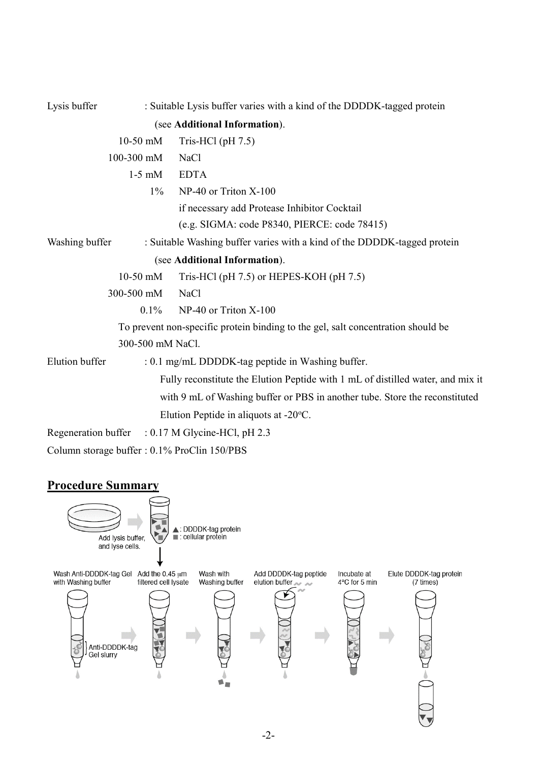Lysis buffer : Suitable Lysis buffer varies with a kind of the DDDDK-tagged protein (see **Additional Information**).

| | |
|---|---|
| 10-50 mM | Tris-HCl (pH 7.5) |
| 100-300 mM | NaCl |
| 1-5 mM | EDTA |
| 1% | NP-40 or Triton X-100 |
| | if necessary add Protease Inhibitor Cocktail |
| | (e.g. SIGMA: code P8340, PIERCE: code 78415) |

Washing buffer : Suitable Washing buffer varies with a kind of the DDDDK-tagged protein (see **Additional Information**).

| | |
|---|---|
| 10-50 mM | Tris-HCl (pH 7.5) or HEPES-KOH (pH 7.5) |
| 300-500 mM | NaCl |
| 0.1% | NP-40 or Triton X-100 |

To prevent non-specific protein binding to the gel, salt concentration should be 300-500 mM NaCl.

Elution buffer : 0.1 mg/mL DDDDK-tag peptide in Washing buffer.
Fully reconstitute the Elution Peptide with 1 mL of distilled water, and mix it with 9 mL of Washing buffer or PBS in another tube. Store the reconstituted Elution Peptide in aliquots at -20°C.

Regeneration buffer : 0.17 M Glycine-HCl, pH 2.3

Column storage buffer : 0.1% ProClin 150/PBS

## Procedure Summary

Add lysis buffer, and lyse cells.

▲: DDDDK-tag protein
■: cellular protein

Wash Anti-DDDDK-tag Gel with Washing buffer → Add the 0.45 μm filtered cell lysate → Wash with Washing buffer → Add DDDDK-tag peptide elution buffer → Incubate at 4°C for 5 min → Elute DDDDK-tag protein (7 times)

Anti-DDDDK-tag Gel slurry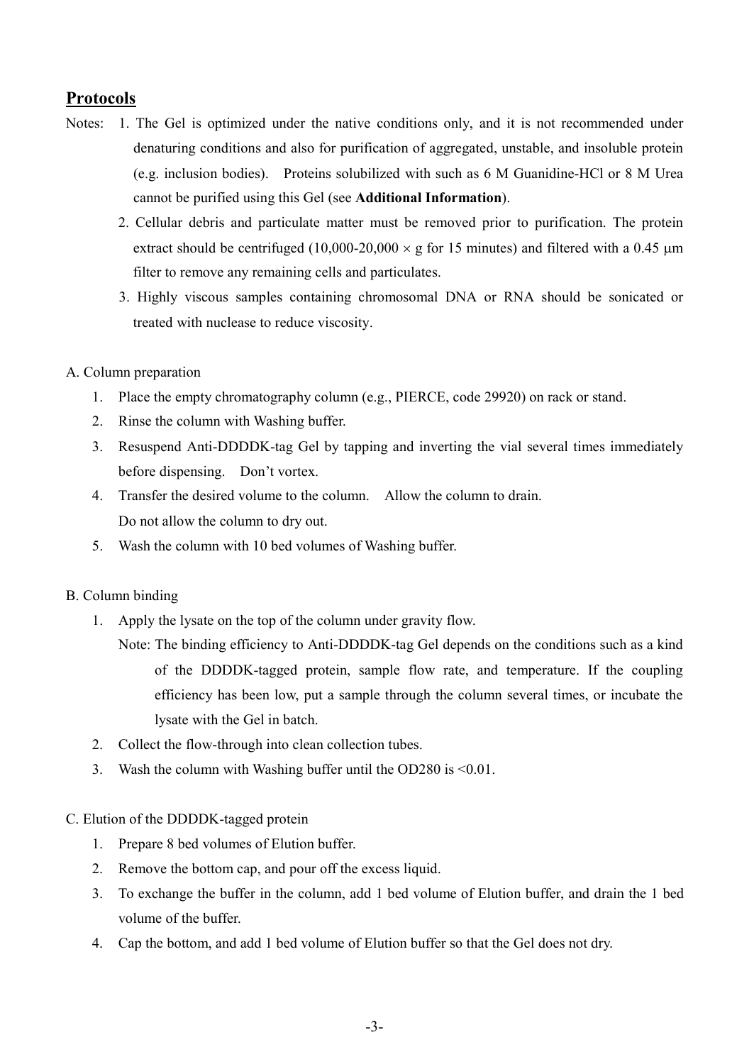## Protocols

Notes:

1. The Gel is optimized under the native conditions only, and it is not recommended under denaturing conditions and also for purification of aggregated, unstable, and insoluble protein (e.g. inclusion bodies). Proteins solubilized with such as 6 M Guanidine-HCl or 8 M Urea cannot be purified using this Gel (see **Additional Information**).
2. Cellular debris and particulate matter must be removed prior to purification. The protein extract should be centrifuged (10,000-20,000 × g for 15 minutes) and filtered with a 0.45 μm filter to remove any remaining cells and particulates.
3. Highly viscous samples containing chromosomal DNA or RNA should be sonicated or treated with nuclease to reduce viscosity.

A. Column preparation

1. Place the empty chromatography column (e.g., PIERCE, code 29920) on rack or stand.
2. Rinse the column with Washing buffer.
3. Resuspend Anti-DDDDK-tag Gel by tapping and inverting the vial several times immediately before dispensing. Don't vortex.
4. Transfer the desired volume to the column. Allow the column to drain.
   Do not allow the column to dry out.
5. Wash the column with 10 bed volumes of Washing buffer.

B. Column binding

1. Apply the lysate on the top of the column under gravity flow.
   Note: The binding efficiency to Anti-DDDDK-tag Gel depends on the conditions such as a kind of the DDDDK-tagged protein, sample flow rate, and temperature. If the coupling efficiency has been low, put a sample through the column several times, or incubate the lysate with the Gel in batch.
2. Collect the flow-through into clean collection tubes.
3. Wash the column with Washing buffer until the OD280 is <0.01.

C. Elution of the DDDDK-tagged protein

1. Prepare 8 bed volumes of Elution buffer.
2. Remove the bottom cap, and pour off the excess liquid.
3. To exchange the buffer in the column, add 1 bed volume of Elution buffer, and drain the 1 bed volume of the buffer.
4. Cap the bottom, and add 1 bed volume of Elution buffer so that the Gel does not dry.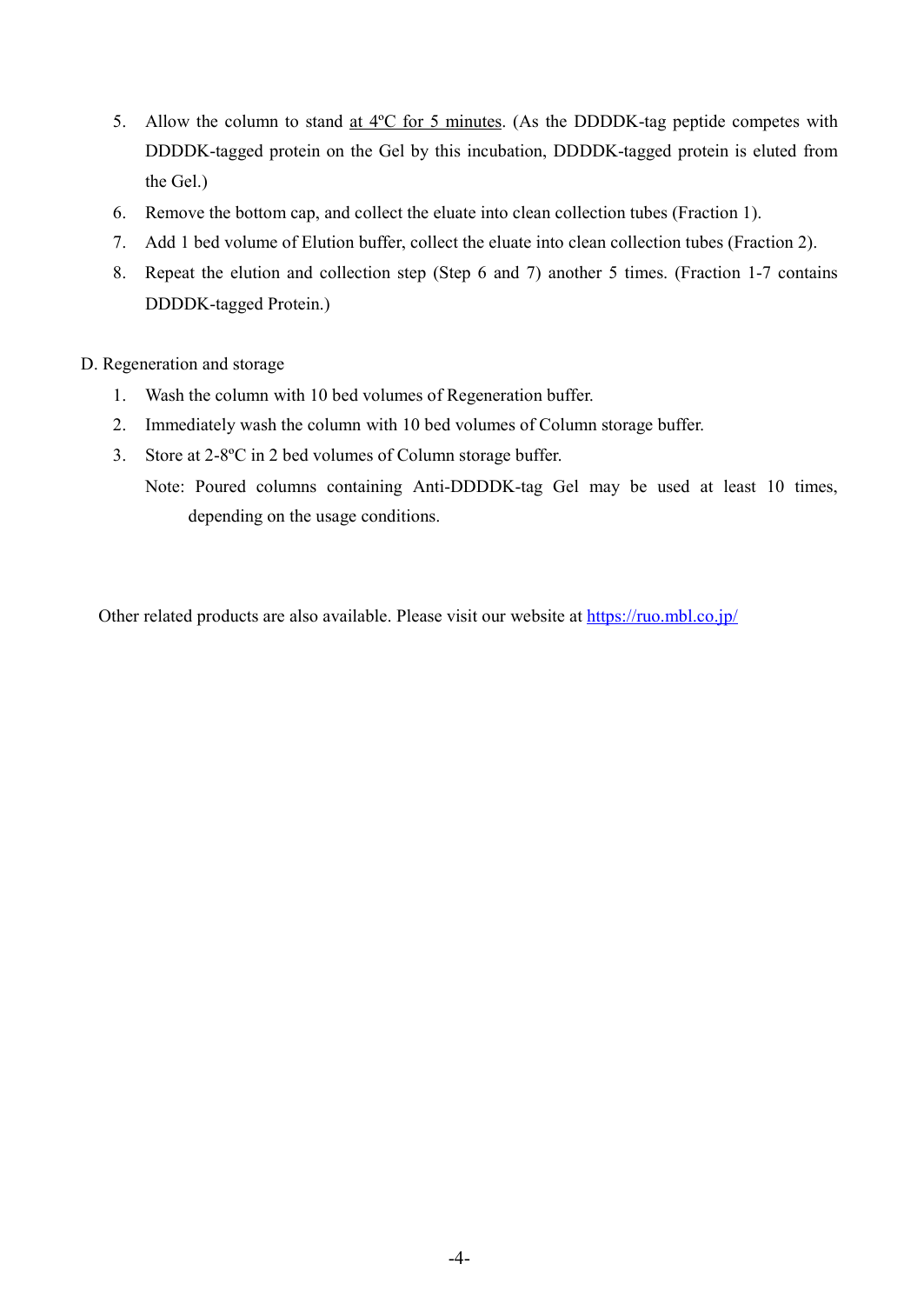5. Allow the column to stand at 4ºC for 5 minutes. (As the DDDDK-tag peptide competes with DDDDK-tagged protein on the Gel by this incubation, DDDDK-tagged protein is eluted from the Gel.)
6. Remove the bottom cap, and collect the eluate into clean collection tubes (Fraction 1).
7. Add 1 bed volume of Elution buffer, collect the eluate into clean collection tubes (Fraction 2).
8. Repeat the elution and collection step (Step 6 and 7) another 5 times. (Fraction 1-7 contains DDDDK-tagged Protein.)

D. Regeneration and storage

1. Wash the column with 10 bed volumes of Regeneration buffer.
2. Immediately wash the column with 10 bed volumes of Column storage buffer.
3. Store at 2-8ºC in 2 bed volumes of Column storage buffer.

   Note: Poured columns containing Anti-DDDDK-tag Gel may be used at least 10 times, depending on the usage conditions.

Other related products are also available. Please visit our website at https://ruo.mbl.co.jp/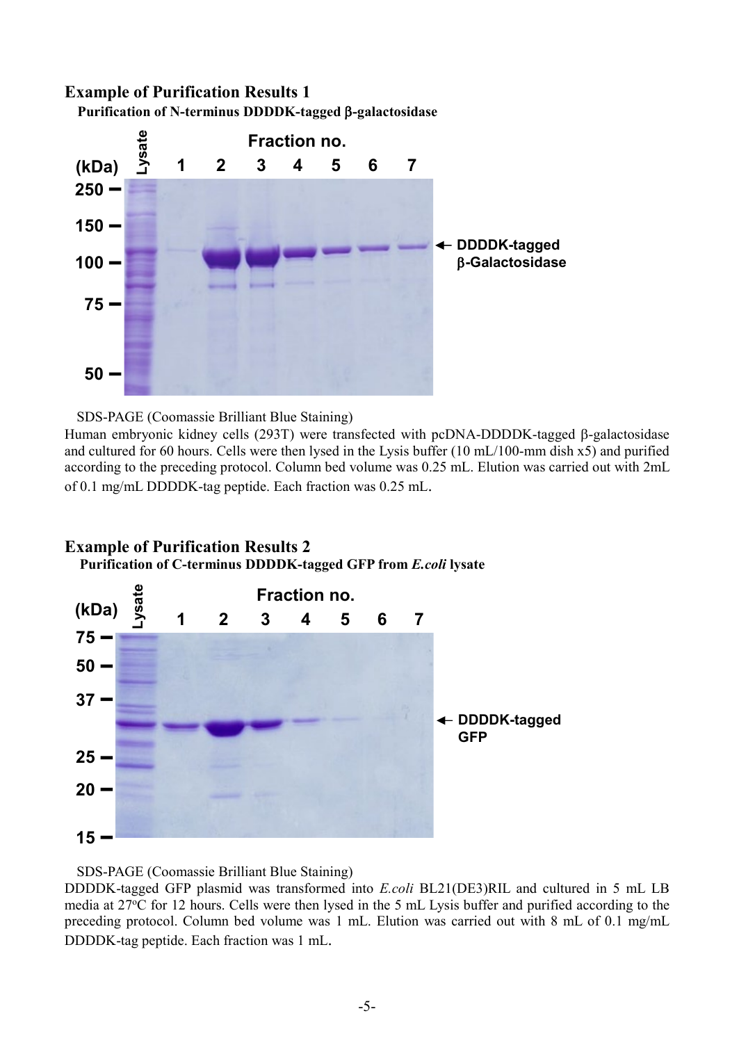## Example of Purification Results 1

**Purification of N-terminus DDDDK-tagged β-galactosidase**

SDS-PAGE (Coomassie Brilliant Blue Staining)

Human embryonic kidney cells (293T) were transfected with pcDNA-DDDDK-tagged β-galactosidase and cultured for 60 hours. Cells were then lysed in the Lysis buffer (10 mL/100-mm dish x5) and purified according to the preceding protocol. Column bed volume was 0.25 mL. Elution was carried out with 2mL of 0.1 mg/mL DDDDK-tag peptide. Each fraction was 0.25 mL.

## Example of Purification Results 2

**Purification of C-terminus DDDDK-tagged GFP from *E.coli* lysate**

SDS-PAGE (Coomassie Brilliant Blue Staining)

DDDDK-tagged GFP plasmid was transformed into *E.coli* BL21(DE3)RIL and cultured in 5 mL LB media at 27°C for 12 hours. Cells were then lysed in the 5 mL Lysis buffer and purified according to the preceding protocol. Column bed volume was 1 mL. Elution was carried out with 8 mL of 0.1 mg/mL DDDDK-tag peptide. Each fraction was 1 mL.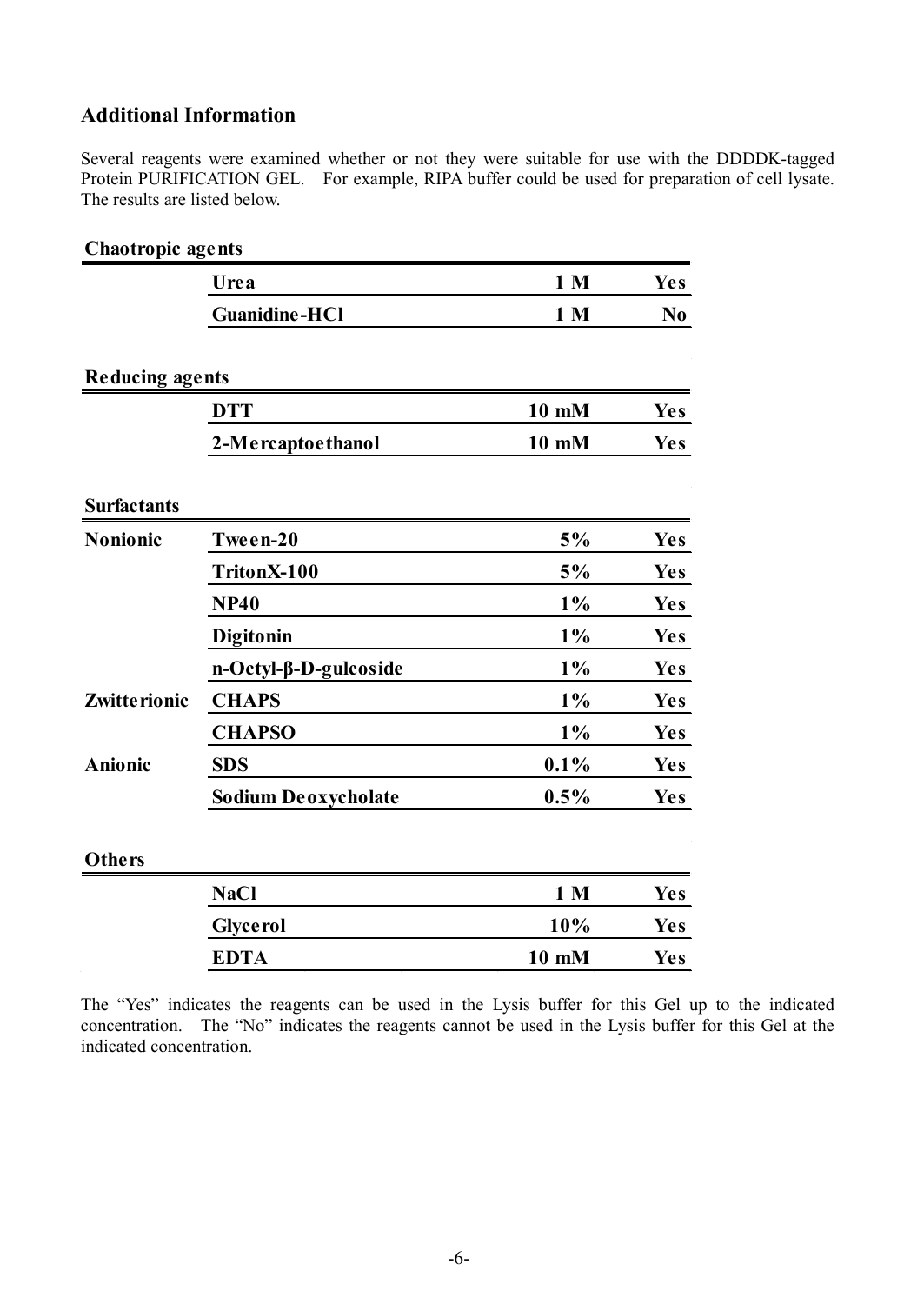## Additional Information

Several reagents were examined whether or not they were suitable for use with the DDDDK-tagged Protein PURIFICATION GEL. For example, RIPA buffer could be used for preparation of cell lysate. The results are listed below.

**Chaotropic agents**

| | | | |
|---|---|---|---|
| | **Urea** | **1 M** | **Yes** |
| | **Guanidine-HCl** | **1 M** | **No** |

**Reducing agents**

| | | | |
|---|---|---|---|
| | **DTT** | **10 mM** | **Yes** |
| | **2-Mercaptoethanol** | **10 mM** | **Yes** |

**Surfactants**

| | | | |
|---|---|---|---|
| **Nonionic** | **Tween-20** | **5%** | **Yes** |
| | **TritonX-100** | **5%** | **Yes** |
| | **NP40** | **1%** | **Yes** |
| | **Digitonin** | **1%** | **Yes** |
| | **n-Octyl-β-D-gulcoside** | **1%** | **Yes** |
| **Zwitterionic** | **CHAPS** | **1%** | **Yes** |
| | **CHAPSO** | **1%** | **Yes** |
| **Anionic** | **SDS** | **0.1%** | **Yes** |
| | **Sodium Deoxycholate** | **0.5%** | **Yes** |

**Others**

| | | | |
|---|---|---|---|
| | **NaCl** | **1 M** | **Yes** |
| | **Glycerol** | **10%** | **Yes** |
| | **EDTA** | **10 mM** | **Yes** |

The "Yes" indicates the reagents can be used in the Lysis buffer for this Gel up to the indicated concentration. The "No" indicates the reagents cannot be used in the Lysis buffer for this Gel at the indicated concentration.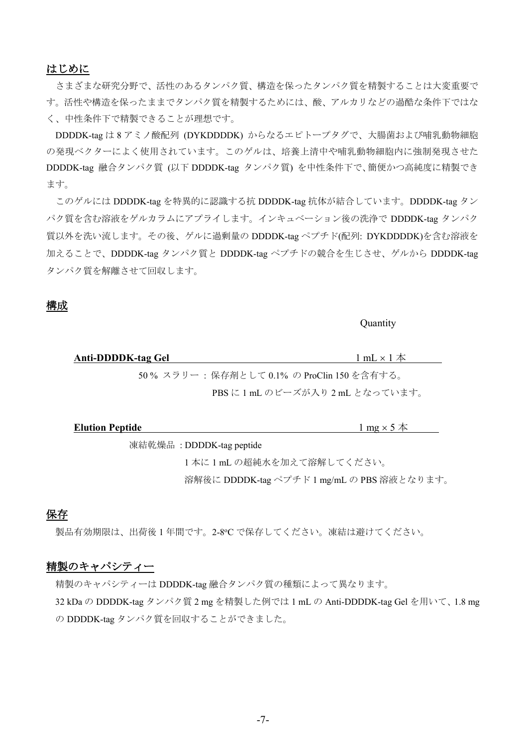## はじめに

さまざまな研究分野で、活性のあるタンパク質、構造を保ったタンパク質を精製することは大変重要です。活性や構造を保ったままでタンパク質を精製するためには、酸、アルカリなどの過酷な条件下ではなく、中性条件下で精製できることが理想です。

DDDDK-tag は 8 アミノ酸配列 (DYKDDDDK) からなるエピトープタグで、大腸菌および哺乳動物細胞の発現ベクターによく使用されています。このゲルは、培養上清中や哺乳動物細胞内に強制発現させた DDDDK-tag 融合タンパク質 (以下 DDDDK-tag タンパク質) を中性条件下で、簡便かつ高純度に精製できます。

このゲルには DDDDK-tag を特異的に認識する抗 DDDDK-tag 抗体が結合しています。DDDDK-tag タンパク質を含む溶液をゲルカラムにアプライします。インキュベーション後の洗浄で DDDDK-tag タンパク質以外を洗い流します。その後、ゲルに過剰量の DDDDK-tag ペプチド(配列: DYKDDDDK)を含む溶液を加えることで、DDDDK-tag タンパク質と DDDDK-tag ペプチドの競合を生じさせ、ゲルから DDDDK-tag タンパク質を解離させて回収します。

## 構成

| | Quantity |
|---|---|
| **Anti-DDDDK-tag Gel** | 1 mL × 1 本 |

50 % スラリー : 保存剤として 0.1% の ProClin 150 を含有する。
PBS に 1 mL のビーズが入り 2 mL となっています。

| | |
|---|---|
| **Elution Peptide** | 1 mg × 5 本 |

凍結乾燥品 : DDDDK-tag peptide
1 本に 1 mL の超純水を加えて溶解してください。
溶解後に DDDDK-tag ペプチド 1 mg/mL の PBS 溶液となります。

## 保存

製品有効期限は、出荷後 1 年間です。2-8°C で保存してください。凍結は避けてください。

## 精製のキャパシティー

精製のキャパシティーは DDDDK-tag 融合タンパク質の種類によって異なります。
32 kDa の DDDDK-tag タンパク質 2 mg を精製した例では 1 mL の Anti-DDDDK-tag Gel を用いて、1.8 mg の DDDDK-tag タンパク質を回収することができました。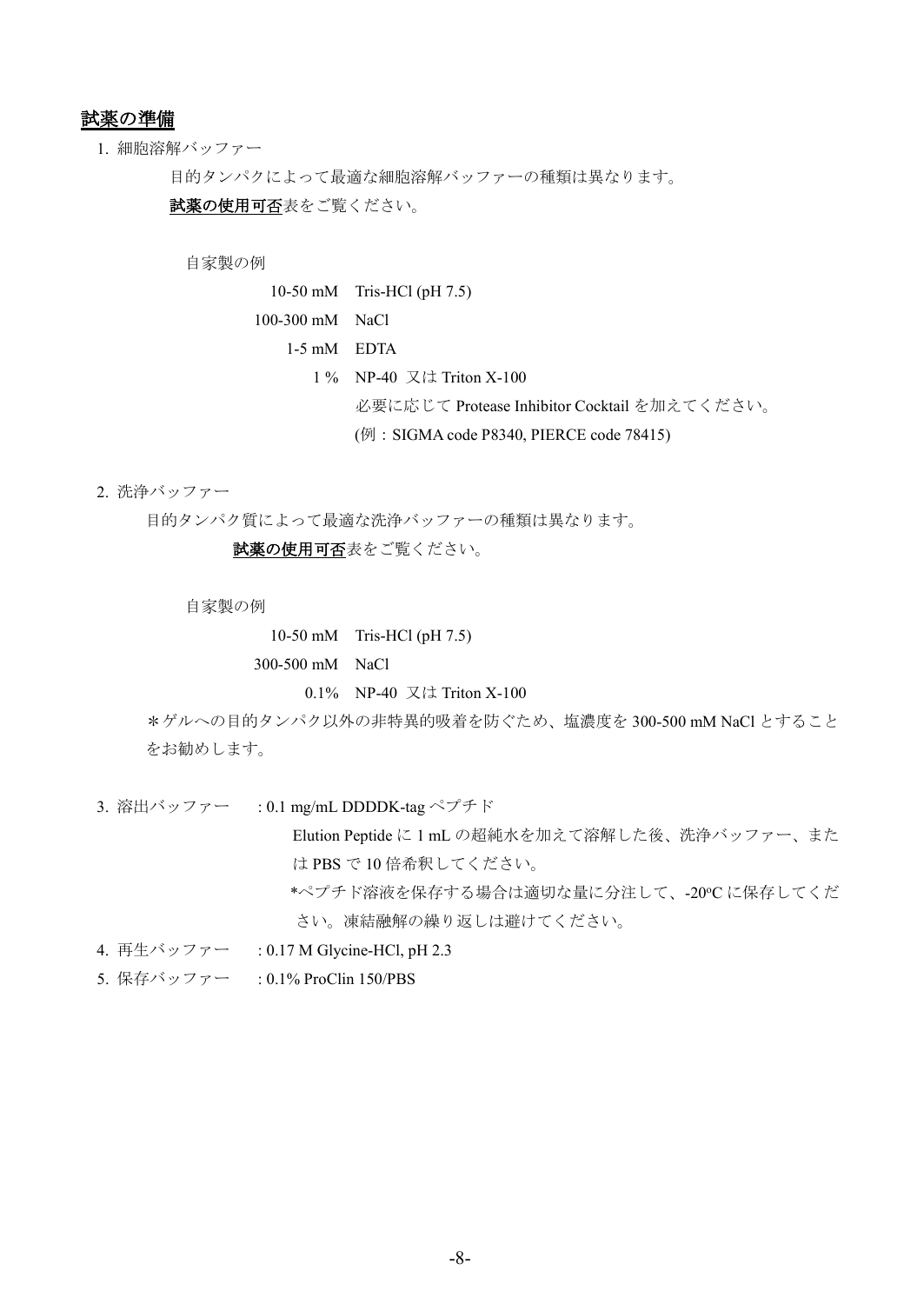## 試薬の準備

1. 細胞溶解バッファー

目的タンパクによって最適な細胞溶解バッファーの種類は異なります。
**試薬の使用可否**表をご覧ください。

自家製の例

| | |
|---|---|
| 10-50 mM | Tris-HCl (pH 7.5) |
| 100-300 mM | NaCl |
| 1-5 mM | EDTA |
| 1 % | NP-40 又は Triton X-100 |

必要に応じて Protease Inhibitor Cocktail を加えてください。
(例：SIGMA code P8340, PIERCE code 78415)

2. 洗浄バッファー

目的タンパク質によって最適な洗浄バッファーの種類は異なります。
**試薬の使用可否**表をご覧ください。

自家製の例

| | |
|---|---|
| 10-50 mM | Tris-HCl (pH 7.5) |
| 300-500 mM | NaCl |
| 0.1% | NP-40 又は Triton X-100 |

＊ゲルへの目的タンパク以外の非特異的吸着を防ぐため、塩濃度を 300-500 mM NaCl とすることをお勧めします。

3. 溶出バッファー : 0.1 mg/mL DDDDK-tag ペプチド
   Elution Peptide に 1 mL の超純水を加えて溶解した後、洗浄バッファー、または PBS で 10 倍希釈してください。
   *ペプチド溶液を保存する場合は適切な量に分注して、-20°C に保存してください。凍結融解の繰り返しは避けてください。
4. 再生バッファー : 0.17 M Glycine-HCl, pH 2.3
5. 保存バッファー : 0.1% ProClin 150/PBS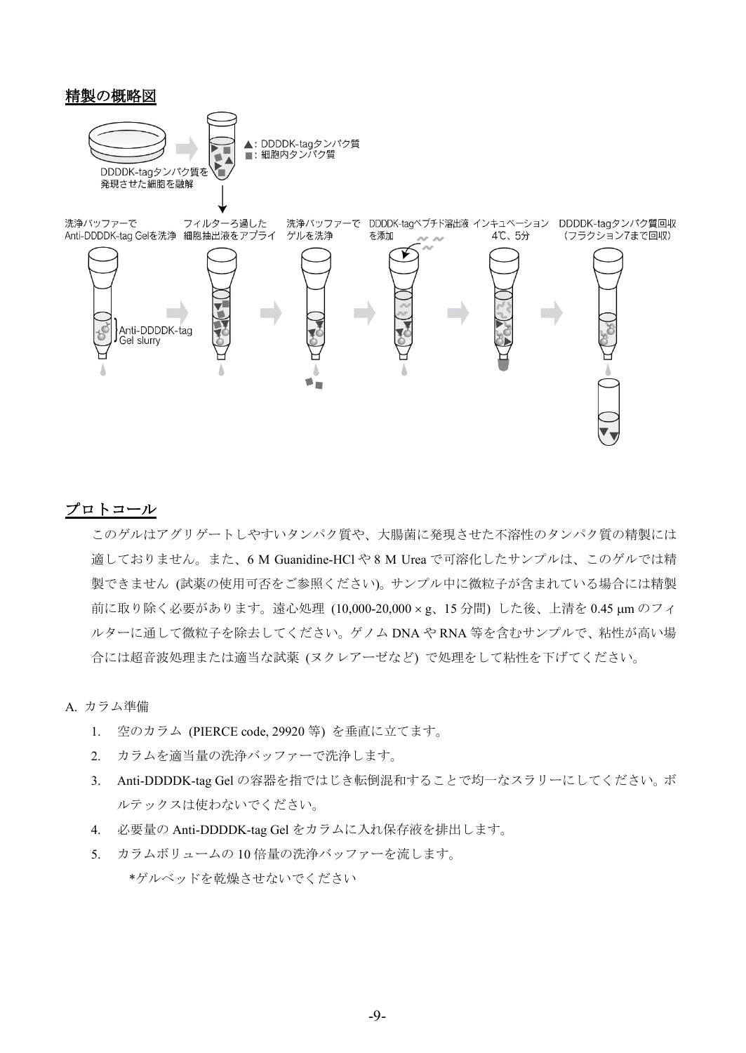## 精製の概略図

▲: DDDDK-tagタンパク質
■: 細胞内タンパク質

DDDDK-tagタンパク質を発現させた細胞を融解

洗浄バッファーでAnti-DDDDK-tag Gelを洗浄 → フィルターろ過した細胞抽出液をアプライ → 洗浄バッファーでゲルを洗浄 → DDDDK-tagペプチド溶出液を添加 → インキュベーション 4℃、5分 → DDDDK-tagタンパク質回収（フラクション7まで回収）

Anti-DDDDK-tag Gel slurry

## プロトコール

このゲルはアグリゲートしやすいタンパク質や、大腸菌に発現させた不溶性のタンパク質の精製には適しておりません。また、6 M Guanidine-HCl や 8 M Urea で可溶化したサンプルは、このゲルでは精製できません (試薬の使用可否をご参照ください)。サンプル中に微粒子が含まれている場合には精製前に取り除く必要があります。遠心処理 (10,000-20,000 × g、15 分間) した後、上清を 0.45 µm のフィルターに通して微粒子を除去してください。ゲノム DNA や RNA 等を含むサンプルで、粘性が高い場合には超音波処理または適当な試薬 (ヌクレアーゼなど) で処理をして粘性を下げてください。

A. カラム準備

1. 空のカラム (PIERCE code, 29920 等) を垂直に立てます。
2. カラムを適当量の洗浄バッファーで洗浄します。
3. Anti-DDDDK-tag Gel の容器を指ではじき転倒混和することで均一なスラリーにしてください。ボルテックスは使わないでください。
4. 必要量の Anti-DDDDK-tag Gel をカラムに入れ保存液を排出します。
5. カラムボリュームの 10 倍量の洗浄バッファーを流します。

   *ゲルベッドを乾燥させないでください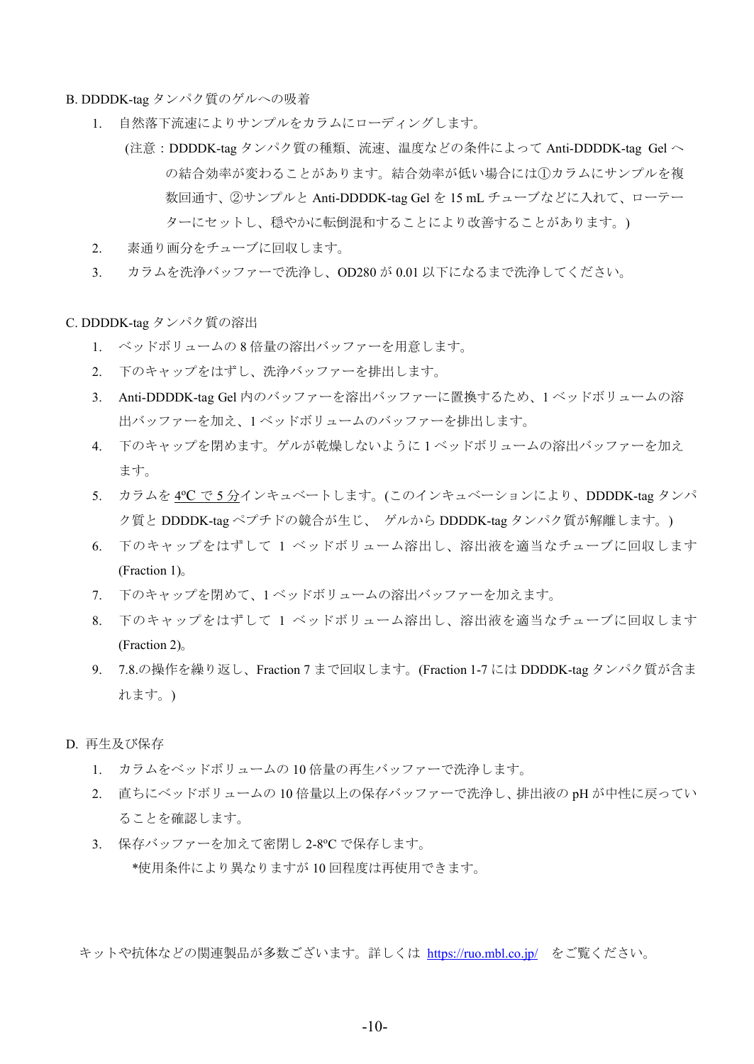### B. DDDDK-tag タンパク質のゲルへの吸着

1. 自然落下流速によりサンプルをカラムにローディングします。

   (注意：DDDDK-tag タンパク質の種類、流速、温度などの条件によって Anti-DDDDK-tag Gel への結合効率が変わることがあります。結合効率が低い場合には①カラムにサンプルを複数回通す、②サンプルと Anti-DDDDK-tag Gel を 15 mL チューブなどに入れて、ローテーターにセットし、穏やかに転倒混和することにより改善することがあります。)

2. 素通り画分をチューブに回収します。
3. カラムを洗浄バッファーで洗浄し、OD280 が 0.01 以下になるまで洗浄してください。

### C. DDDDK-tag タンパク質の溶出

1. ベッドボリュームの 8 倍量の溶出バッファーを用意します。
2. 下のキャップをはずし、洗浄バッファーを排出します。
3. Anti-DDDDK-tag Gel 内のバッファーを溶出バッファーに置換するため、1 ベッドボリュームの溶出バッファーを加え、1 ベッドボリュームのバッファーを排出します。
4. 下のキャップを閉めます。ゲルが乾燥しないように 1 ベッドボリュームの溶出バッファーを加えます。
5. カラムを 4ºC で 5 分インキュベートします。(このインキュベーションにより、DDDDK-tag タンパク質と DDDDK-tag ペプチドの競合が生じ、 ゲルから DDDDK-tag タンパク質が解離します。)
6. 下のキャップをはずして 1 ベッドボリューム溶出し、溶出液を適当なチューブに回収します (Fraction 1)。
7. 下のキャップを閉めて、1 ベッドボリュームの溶出バッファーを加えます。
8. 下のキャップをはずして 1 ベッドボリューム溶出し、溶出液を適当なチューブに回収します (Fraction 2)。
9. 7.8.の操作を繰り返し、Fraction 7 まで回収します。(Fraction 1-7 には DDDDK-tag タンパク質が含まれます。)

### D. 再生及び保存

1. カラムをベッドボリュームの 10 倍量の再生バッファーで洗浄します。
2. 直ちにベッドボリュームの 10 倍量以上の保存バッファーで洗浄し、排出液の pH が中性に戻っていることを確認します。
3. 保存バッファーを加えて密閉し 2-8ºC で保存します。

   *使用条件により異なりますが 10 回程度は再使用できます。

キットや抗体などの関連製品が多数ございます。詳しくは https://ruo.mbl.co.jp/ をご覧ください。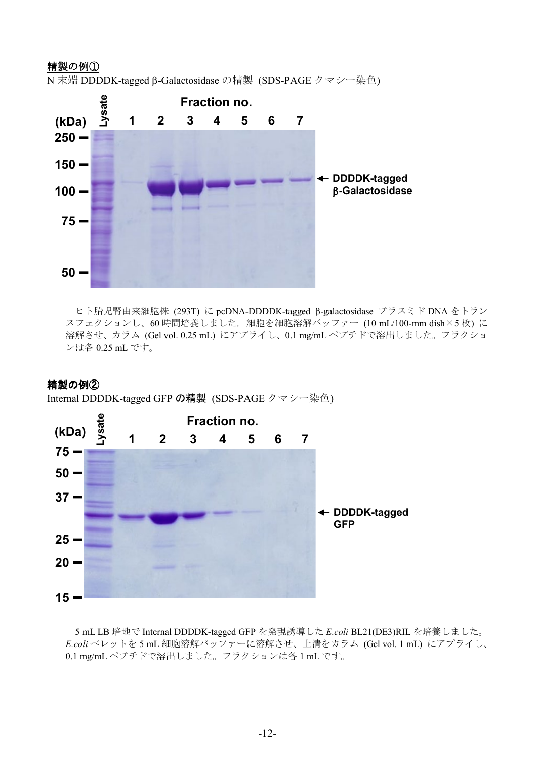**精製の例①**

N 末端 DDDDK-tagged β-Galactosidase の精製 (SDS-PAGE クマシー染色)

ヒト胎児腎由来細胞株 (293T) に pcDNA-DDDDK-tagged β-galactosidase プラスミド DNA をトランスフェクションし、60 時間培養しました。細胞を細胞溶解バッファー (10 mL/100-mm dish×5 枚) に溶解させ、カラム (Gel vol. 0.25 mL) にアプライし、0.1 mg/mL ペプチドで溶出しました。フラクションは各 0.25 mL です。

**精製の例②**

Internal DDDDK-tagged GFP の精製 (SDS-PAGE クマシー染色)

5 mL LB 培地で Internal DDDDK-tagged GFP を発現誘導した *E.coli* BL21(DE3)RIL を培養しました。*E.coli* ペレットを 5 mL 細胞溶解バッファーに溶解させ、上清をカラム (Gel vol. 1 mL) にアプライし、0.1 mg/mL ペプチドで溶出しました。フラクションは各 1 mL です。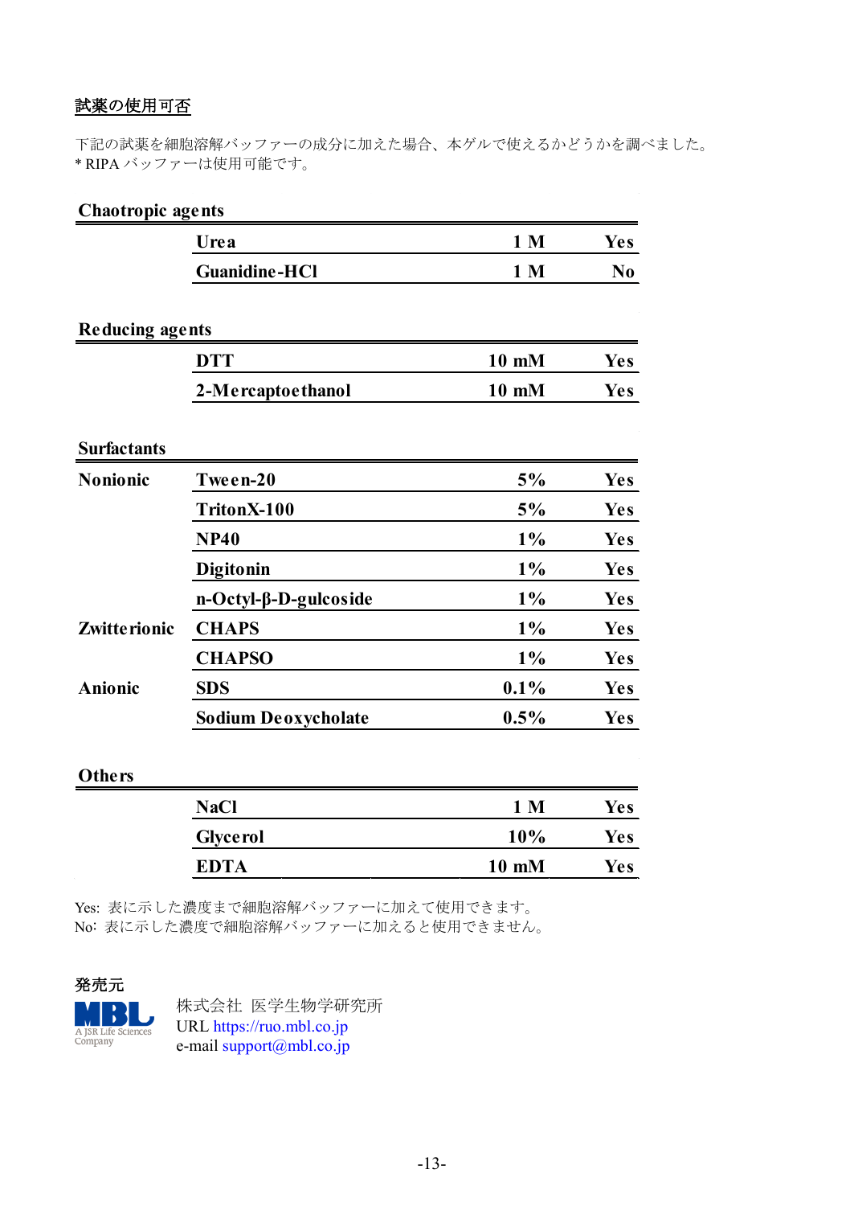## 試薬の使用可否

下記の試薬を細胞溶解バッファーの成分に加えた場合、本ゲルで使えるかどうかを調べました。
* RIPA バッファーは使用可能です。

### Chaotropic agents

| | | | |
|---|---|---|---|
| | Urea | 1 M | Yes |
| | Guanidine-HCl | 1 M | No |

### Reducing agents

| | | | |
|---|---|---|---|
| | DTT | 10 mM | Yes |
| | 2-Mercaptoethanol | 10 mM | Yes |

### Surfactants

| | | | |
|---|---|---|---|
| Nonionic | Tween-20 | 5% | Yes |
| | TritonX-100 | 5% | Yes |
| | NP40 | 1% | Yes |
| | Digitonin | 1% | Yes |
| | n-Octyl-β-D-gulcoside | 1% | Yes |
| Zwitterionic | CHAPS | 1% | Yes |
| | CHAPSO | 1% | Yes |
| Anionic | SDS | 0.1% | Yes |
| | Sodium Deoxycholate | 0.5% | Yes |

### Others

| | | | |
|---|---|---|---|
| | NaCl | 1 M | Yes |
| | Glycerol | 10% | Yes |
| | EDTA | 10 mM | Yes |

Yes: 表に示した濃度まで細胞溶解バッファーに加えて使用できます。
No: 表に示した濃度で細胞溶解バッファーに加えると使用できません。

**発売元**

MBL A JSR Life Sciences Company

株式会社 医学生物学研究所
URL https://ruo.mbl.co.jp
e-mail support@mbl.co.jp